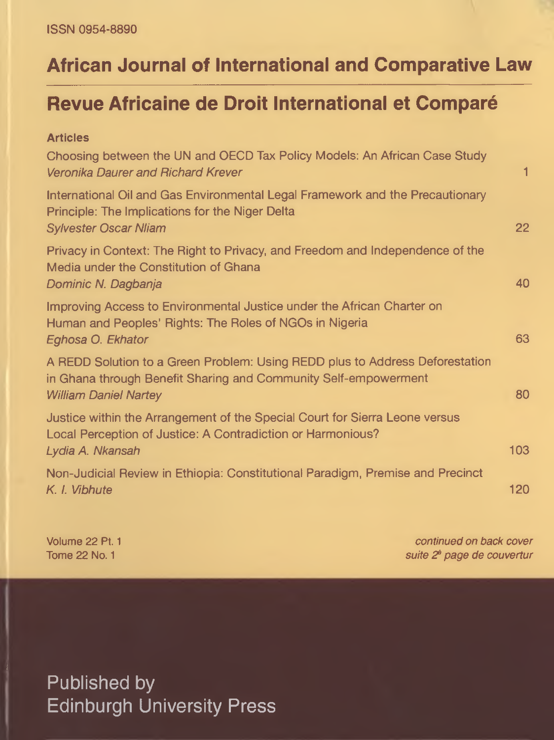ISSN 0954-8890

# African Journal of International and Comparative Law

# Revue Africaine de Droit International et Comparé

**Articles**

Choosing between the UN and OECD Tax Policy Models: An African Case Study
*Veronika Daurer and Richard Krever* — 1

International Oil and Gas Environmental Legal Framework and the Precautionary Principle: The Implications for the Niger Delta
*Sylvester Oscar Nliam* — 22

Privacy in Context: The Right to Privacy, and Freedom and Independence of the Media under the Constitution of Ghana
*Dominic N. Dagbanja* — 40

Improving Access to Environmental Justice under the African Charter on Human and Peoples' Rights: The Roles of NGOs in Nigeria
*Eghosa O. Ekhator* — 63

A REDD Solution to a Green Problem: Using REDD plus to Address Deforestation in Ghana through Benefit Sharing and Community Self-empowerment
*William Daniel Nartey* — 80

Justice within the Arrangement of the Special Court for Sierra Leone versus Local Perception of Justice: A Contradiction or Harmonious?
*Lydia A. Nkansah* — 103

Non-Judicial Review in Ethiopia: Constitutional Paradigm, Premise and Precinct
*K. I. Vibhute* — 120

Volume 22 Pt. 1
Tome 22 No. 1

*continued on back cover*
*suite 2ᵉ page de couvertur*

Published by
Edinburgh University Press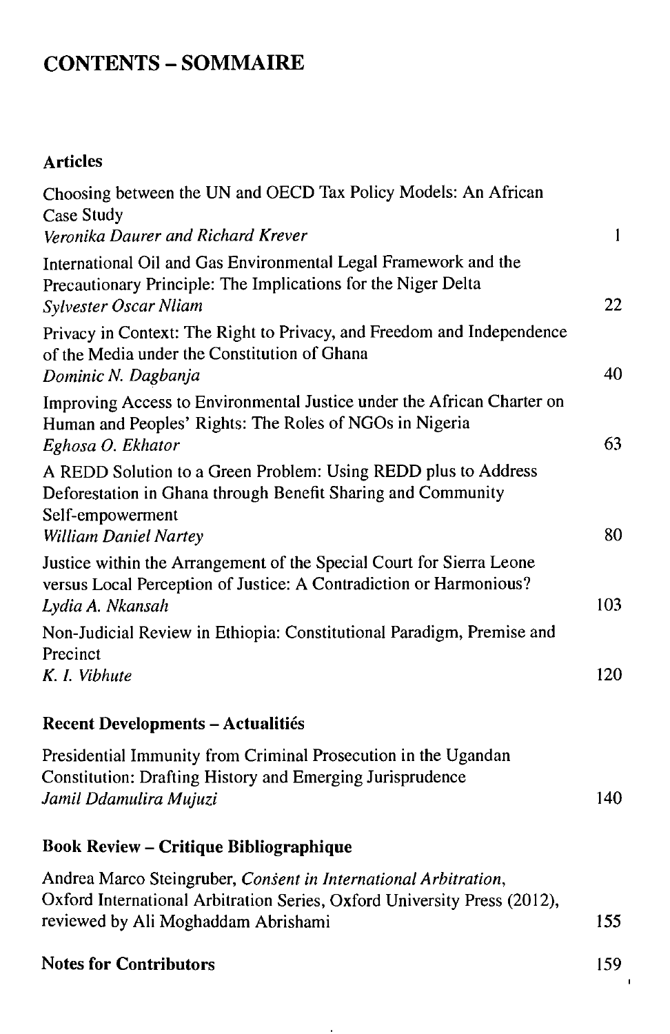# CONTENTS – SOMMAIRE

## Articles

Choosing between the UN and OECD Tax Policy Models: An African Case Study
*Veronika Daurer and Richard Krever* — 1

International Oil and Gas Environmental Legal Framework and the Precautionary Principle: The Implications for the Niger Delta
*Sylvester Oscar Nliam* — 22

Privacy in Context: The Right to Privacy, and Freedom and Independence of the Media under the Constitution of Ghana
*Dominic N. Dagbanja* — 40

Improving Access to Environmental Justice under the African Charter on Human and Peoples' Rights: The Roles of NGOs in Nigeria
*Eghosa O. Ekhator* — 63

A REDD Solution to a Green Problem: Using REDD plus to Address Deforestation in Ghana through Benefit Sharing and Community Self-empowerment
*William Daniel Nartey* — 80

Justice within the Arrangement of the Special Court for Sierra Leone versus Local Perception of Justice: A Contradiction or Harmonious?
*Lydia A. Nkansah* — 103

Non-Judicial Review in Ethiopia: Constitutional Paradigm, Premise and Precinct
*K. I. Vibhute* — 120

## Recent Developments – Actualitiés

Presidential Immunity from Criminal Prosecution in the Ugandan Constitution: Drafting History and Emerging Jurisprudence
*Jamil Ddamulira Mujuzi* — 140

## Book Review – Critique Bibliographique

Andrea Marco Steingruber, *Consent in International Arbitration*, Oxford International Arbitration Series, Oxford University Press (2012), reviewed by Ali Moghaddam Abrishami — 155

**Notes for Contributors** — 159